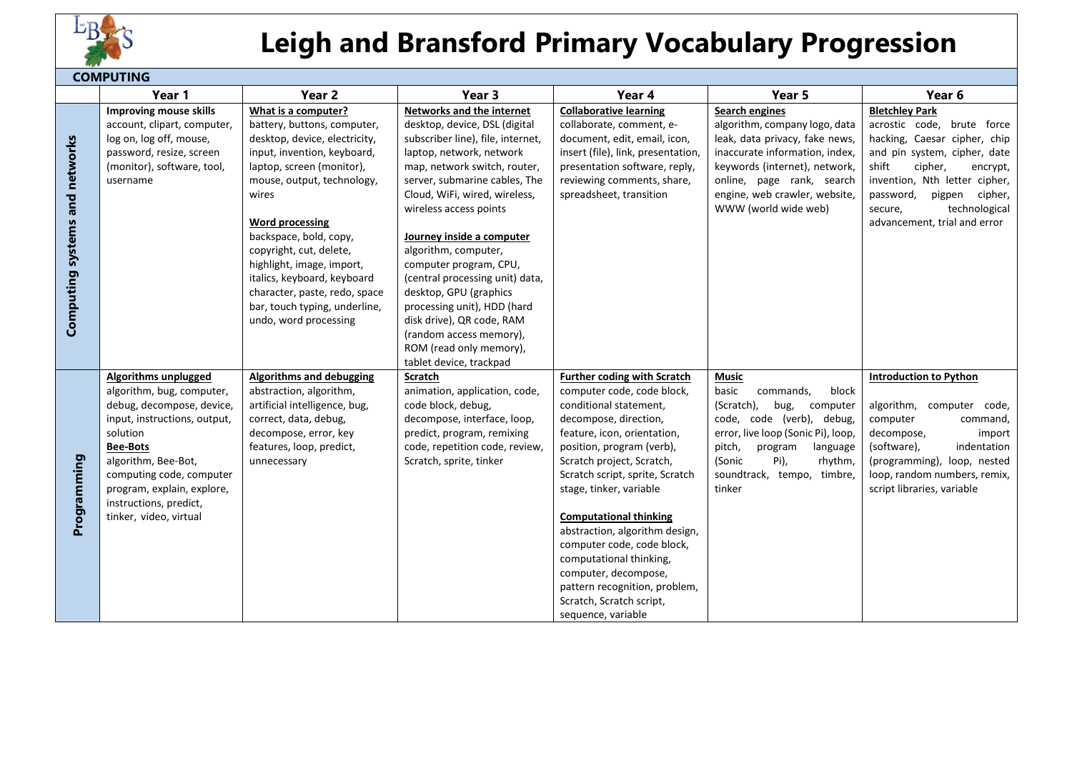# Leigh and Bransford Primary Vocabulary Progression

## COMPUTING

| | Year 1 | Year 2 | Year 3 | Year 4 | Year 5 | Year 6 |
|---|---|---|---|---|---|---|
| **Computing systems and networks** | **Improving mouse skills**<br>account, clipart, computer, log on, log off, mouse, password, resize, screen (monitor), software, tool, username | **What is a computer?**<br>battery, buttons, computer, desktop, device, electricity, input, invention, keyboard, laptop, screen (monitor), mouse, output, technology, wires<br><br>**Word processing**<br>backspace, bold, copy, copyright, cut, delete, highlight, image, import, italics, keyboard, keyboard character, paste, redo, space bar, touch typing, underline, undo, word processing | **Networks and the internet**<br>desktop, device, DSL (digital subscriber line), file, internet, laptop, network, network map, network switch, router, server, submarine cables, The Cloud, WiFi, wired, wireless, wireless access points<br><br>**Journey inside a computer**<br>algorithm, computer, computer program, CPU, (central processing unit) data, desktop, GPU (graphics processing unit), HDD (hard disk drive), QR code, RAM (random access memory), ROM (read only memory), tablet device, trackpad | **Collaborative learning**<br>collaborate, comment, e-document, edit, email, icon, insert (file), link, presentation, presentation software, reply, reviewing comments, share, spreadsheet, transition | **Search engines**<br>algorithm, company logo, data leak, data privacy, fake news, inaccurate information, index, keywords (internet), network, online, page rank, search engine, web crawler, website, WWW (world wide web) | **Bletchley Park**<br>acrostic code, brute force hacking, Caesar cipher, chip and pin system, cipher, date shift cipher, encrypt, invention, Nth letter cipher, password, pigpen cipher, secure, technological advancement, trial and error |
| **Programming** | **Algorithms unplugged**<br>algorithm, bug, computer, debug, decompose, device, input, instructions, output, solution<br>**Bee-Bots**<br>algorithm, Bee-Bot, computing code, computer program, explain, explore, instructions, predict, tinker, video, virtual | **Algorithms and debugging**<br>abstraction, algorithm, artificial intelligence, bug, correct, data, debug, decompose, error, key features, loop, predict, unnecessary | **Scratch**<br>animation, application, code, code block, debug, decompose, interface, loop, predict, program, remixing code, repetition code, review, Scratch, sprite, tinker | **Further coding with Scratch**<br>computer code, code block, conditional statement, decompose, direction, feature, icon, orientation, position, program (verb), Scratch project, Scratch, Scratch script, sprite, Scratch stage, tinker, variable<br><br>**Computational thinking**<br>abstraction, algorithm design, computer code, code block, computational thinking, computer, decompose, pattern recognition, problem, Scratch, Scratch script, sequence, variable | **Music**<br>basic commands, block (Scratch), bug, computer code, code (verb), debug, error, live loop (Sonic Pi), loop, pitch, program language (Sonic Pi), rhythm, soundtrack, tempo, timbre, tinker | **Introduction to Python**<br><br>algorithm, computer code, computer command, decompose, import (software), indentation (programming), loop, nested loop, random numbers, remix, script libraries, variable |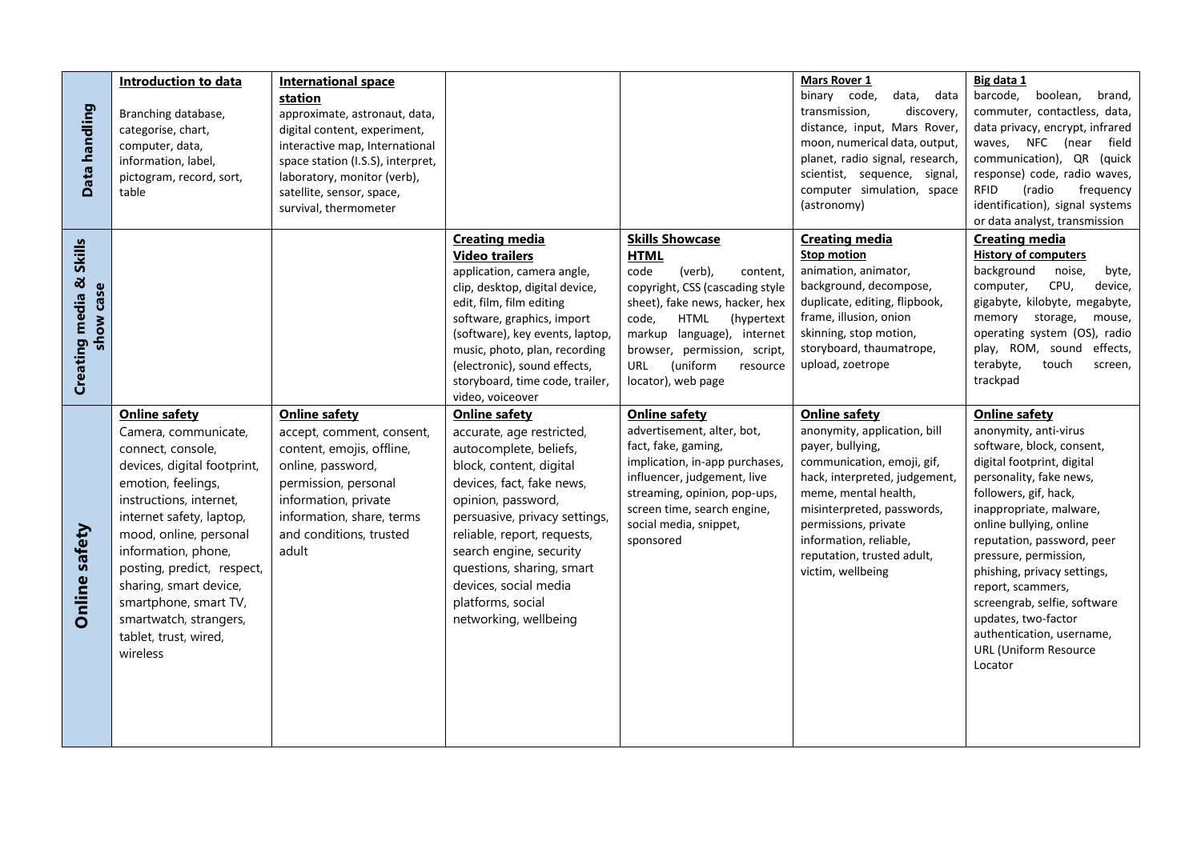| | | | | | | |
|---|---|---|---|---|---|---|
| **Data handling** | **Introduction to data**<br><br>Branching database, categorise, chart, computer, data, information, label, pictogram, record, sort, table | **International space station**<br>approximate, astronaut, data, digital content, experiment, interactive map, International space station (I.S.S), interpret, laboratory, monitor (verb), satellite, sensor, space, survival, thermometer | | | **Mars Rover 1**<br>binary code, data, data transmission, discovery, distance, input, Mars Rover, moon, numerical data, output, planet, radio signal, research, scientist, sequence, signal, computer simulation, space (astronomy) | **Big data 1**<br>barcode, boolean, brand, commuter, contactless, data, data privacy, encrypt, infrared waves, NFC (near field communication), QR (quick response) code, radio waves, RFID (radio frequency identification), signal systems or data analyst, transmission |
| **Creating media & Skills show case** | | | **Creating media**<br>**Video trailers**<br>application, camera angle, clip, desktop, digital device, edit, film, film editing software, graphics, import (software), key events, laptop, music, photo, plan, recording (electronic), sound effects, storyboard, time code, trailer, video, voiceover | **Skills Showcase**<br>**HTML**<br>code (verb), content, copyright, CSS (cascading style sheet), fake news, hacker, hex code, HTML (hypertext markup language), internet browser, permission, script, URL (uniform resource locator), web page | **Creating media**<br>**Stop motion**<br>animation, animator, background, decompose, duplicate, editing, flipbook, frame, illusion, onion skinning, stop motion, storyboard, thaumatrope, upload, zoetrope | **Creating media**<br>**History of computers**<br>background noise, byte, computer, CPU, device, gigabyte, kilobyte, megabyte, memory storage, mouse, operating system (OS), radio play, ROM, sound effects, terabyte, touch screen, trackpad |
| **Online safety** | **Online safety**<br>Camera, communicate, connect, console, devices, digital footprint, emotion, feelings, instructions, internet, internet safety, laptop, mood, online, personal information, phone, posting, predict, respect, sharing, smart device, smartphone, smart TV, smartwatch, strangers, tablet, trust, wired, wireless | **Online safety**<br>accept, comment, consent, content, emojis, offline, online, password, permission, personal information, private information, share, terms and conditions, trusted adult | **Online safety**<br>accurate, age restricted, autocomplete, beliefs, block, content, digital devices, fact, fake news, opinion, password, persuasive, privacy settings, reliable, report, requests, search engine, security questions, sharing, smart devices, social media platforms, social networking, wellbeing | **Online safety**<br>advertisement, alter, bot, fact, fake, gaming, implication, in-app purchases, influencer, judgement, live streaming, opinion, pop-ups, screen time, search engine, social media, snippet, sponsored | **Online safety**<br>anonymity, application, bill payer, bullying, communication, emoji, gif, hack, interpreted, judgement, meme, mental health, misinterpreted, passwords, permissions, private information, reliable, reputation, trusted adult, victim, wellbeing | **Online safety**<br>anonymity, anti-virus software, block, consent, digital footprint, digital personality, fake news, followers, gif, hack, inappropriate, malware, online bullying, online reputation, password, peer pressure, permission, phishing, privacy settings, report, scammers, screengrab, selfie, software updates, two-factor authentication, username, URL (Uniform Resource Locator |